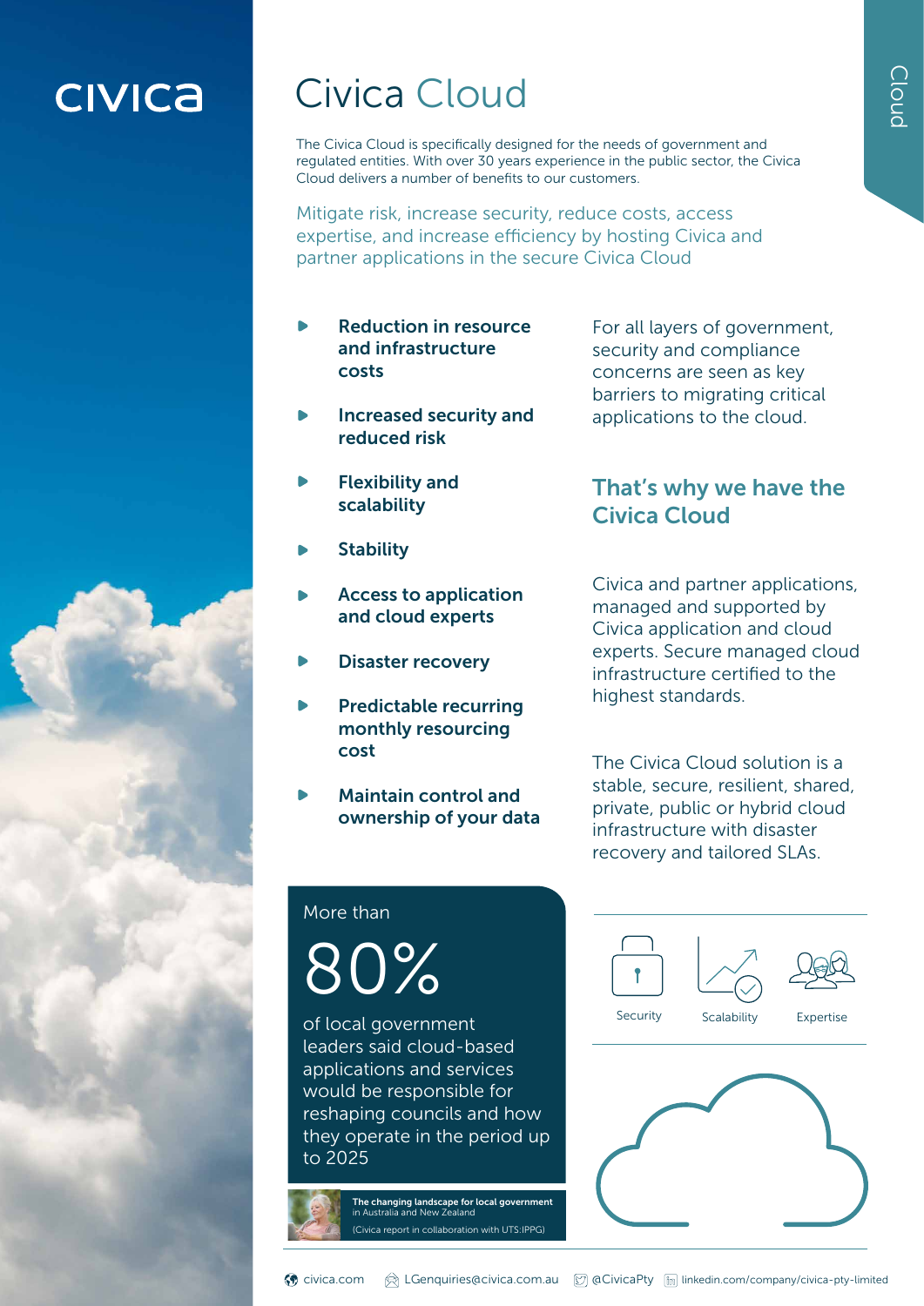# Civica Cloud

The Civica Cloud is specifically designed for the needs of government and regulated entities. With over 30 years experience in the public sector, the Civica Cloud delivers a number of benefits to our customers.

Mitigate risk, increase security, reduce costs, access expertise, and increase efficiency by hosting Civica and partner applications in the secure Civica Cloud

- **Reduction in resource and infrastructure costs**
- **Increased security and reduced risk**
- **Flexibility and scalability**
- **Stability**
- **Access to application and cloud experts**
- **Disaster recovery**
- **Predictable recurring monthly resourcing cost**
- **Maintain control and ownership of your data**

For all layers of government, security and compliance concerns are seen as key barriers to migrating critical applications to the cloud.

## That's why we have the Civica Cloud

Civica and partner applications, managed and supported by Civica application and cloud experts. Secure managed cloud infrastructure certified to the highest standards.

The Civica Cloud solution is a stable, secure, resilient, shared, private, public or hybrid cloud infrastructure with disaster recovery and tailored SLAs.

More than

# 80%

of local government leaders said cloud-based applications and services would be responsible for reshaping councils and how they operate in the period up to 2025

**The changing landscape for local government** in Australia and New Zealand

(Civica report in collaboration with UTS:IPPG)

Security | Scalability | Expertise

civica.com | LGenquiries@civica.com.au | @CivicaPty | linkedin.com/company/civica-pty-limited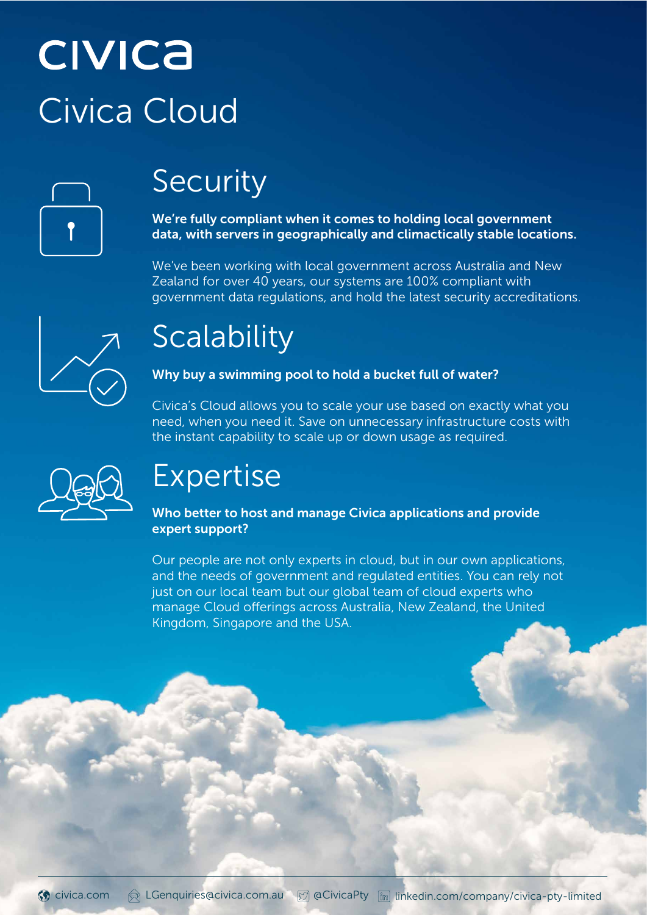# civica

# Civica Cloud

## Security

**We're fully compliant when it comes to holding local government data, with servers in geographically and climactically stable locations.**

We've been working with local government across Australia and New Zealand for over 40 years, our systems are 100% compliant with government data regulations, and hold the latest security accreditations.

## Scalability

**Why buy a swimming pool to hold a bucket full of water?**

Civica's Cloud allows you to scale your use based on exactly what you need, when you need it. Save on unnecessary infrastructure costs with the instant capability to scale up or down usage as required.

## Expertise

**Who better to host and manage Civica applications and provide expert support?**

Our people are not only experts in cloud, but in our own applications, and the needs of government and regulated entities. You can rely not just on our local team but our global team of cloud experts who manage Cloud offerings across Australia, New Zealand, the United Kingdom, Singapore and the USA.

civica.com LGenquiries@civica.com.au @CivicaPty linkedin.com/company/civica-pty-limited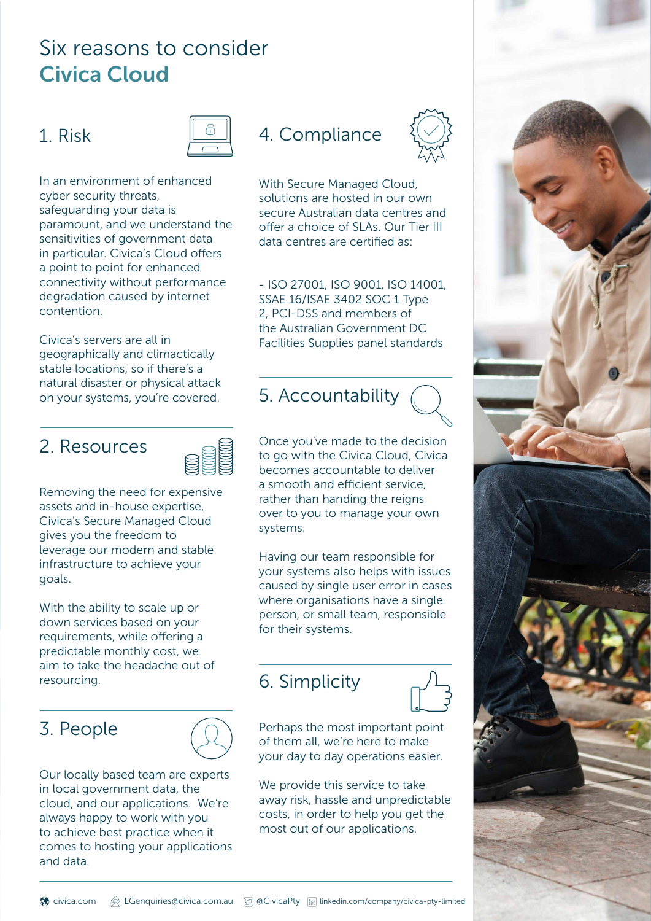# Six reasons to consider **Civica Cloud**

## 1. Risk

In an environment of enhanced cyber security threats, safeguarding your data is paramount, and we understand the sensitivities of government data in particular. Civica's Cloud offers a point to point for enhanced connectivity without performance degradation caused by internet contention.

Civica's servers are all in geographically and climactically stable locations, so if there's a natural disaster or physical attack on your systems, you're covered.

## 2. Resources

Removing the need for expensive assets and in-house expertise, Civica's Secure Managed Cloud gives you the freedom to leverage our modern and stable infrastructure to achieve your goals.

With the ability to scale up or down services based on your requirements, while offering a predictable monthly cost, we aim to take the headache out of resourcing.

## 3. People

Our locally based team are experts in local government data, the cloud, and our applications. We're always happy to work with you to achieve best practice when it comes to hosting your applications and data.

## 4. Compliance

With Secure Managed Cloud, solutions are hosted in our own secure Australian data centres and offer a choice of SLAs. Our Tier III data centres are certified as:

- ISO 27001, ISO 9001, ISO 14001, SSAE 16/ISAE 3402 SOC 1 Type 2, PCI-DSS and members of the Australian Government DC Facilities Supplies panel standards

## 5. Accountability

Once you've made to the decision to go with the Civica Cloud, Civica becomes accountable to deliver a smooth and efficient service, rather than handing the reigns over to you to manage your own systems.

Having our team responsible for your systems also helps with issues caused by single user error in cases where organisations have a single person, or small team, responsible for their systems.

## 6. Simplicity

Perhaps the most important point of them all, we're here to make your day to day operations easier.

We provide this service to take away risk, hassle and unpredictable costs, in order to help you get the most out of our applications.

civica.com LGenquiries@civica.com.au @CivicaPty linkedin.com/company/civica-pty-limited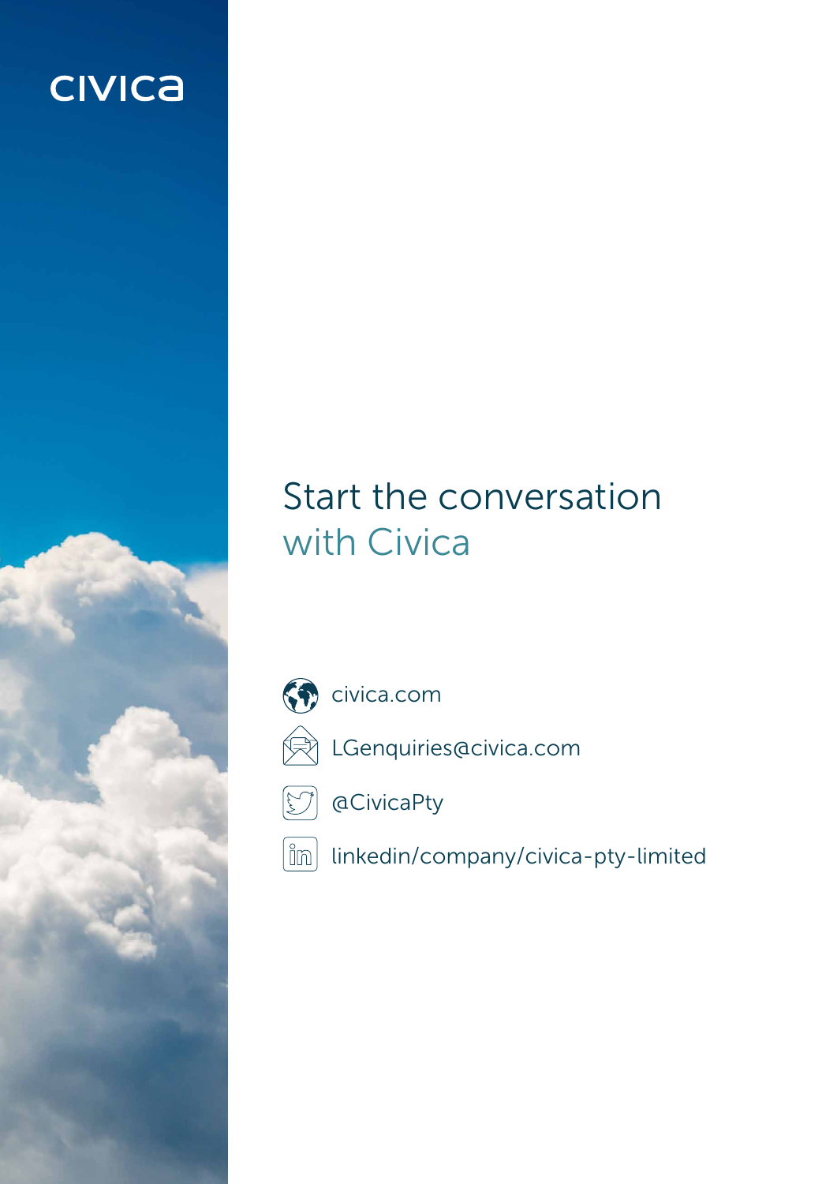civica

# Start the conversation with Civica

civica.com

LGenquiries@civica.com

@CivicaPty

linkedin/company/civica-pty-limited